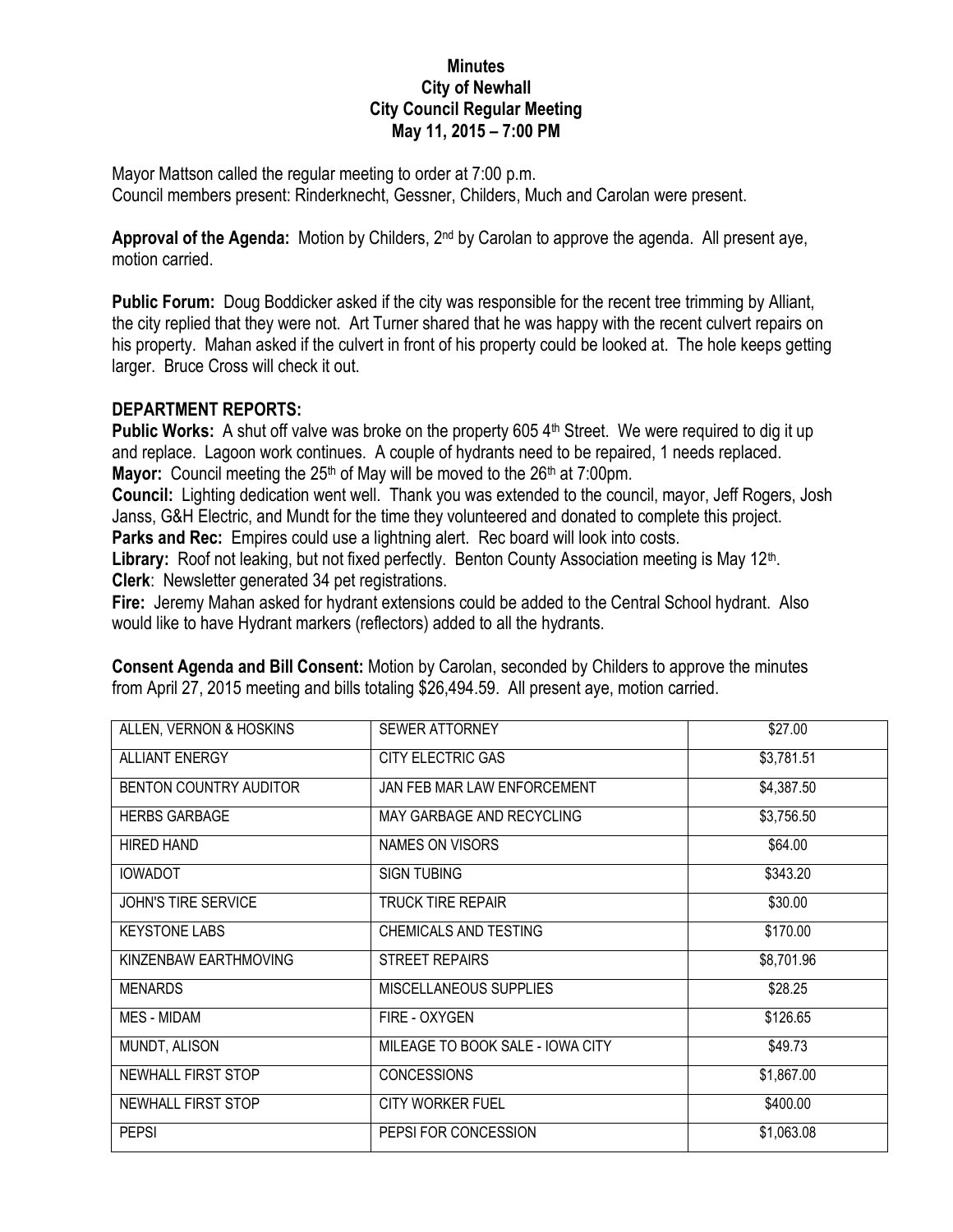**Minutes**
**City of Newhall**
**City Council Regular Meeting**
**May 11, 2015 – 7:00 PM**

Mayor Mattson called the regular meeting to order at 7:00 p.m.
Council members present: Rinderknecht, Gessner, Childers, Much and Carolan were present.

**Approval of the Agenda:** Motion by Childers, 2nd by Carolan to approve the agenda. All present aye, motion carried.

**Public Forum:** Doug Boddicker asked if the city was responsible for the recent tree trimming by Alliant, the city replied that they were not. Art Turner shared that he was happy with the recent culvert repairs on his property. Mahan asked if the culvert in front of his property could be looked at. The hole keeps getting larger. Bruce Cross will check it out.

## DEPARTMENT REPORTS:

**Public Works:** A shut off valve was broke on the property 605 4th Street. We were required to dig it up and replace. Lagoon work continues. A couple of hydrants need to be repaired, 1 needs replaced.
**Mayor:** Council meeting the 25th of May will be moved to the 26th at 7:00pm.
**Council:** Lighting dedication went well. Thank you was extended to the council, mayor, Jeff Rogers, Josh Janss, G&H Electric, and Mundt for the time they volunteered and donated to complete this project.
**Parks and Rec:** Empires could use a lightning alert. Rec board will look into costs.
**Library:** Roof not leaking, but not fixed perfectly. Benton County Association meeting is May 12th.
**Clerk**: Newsletter generated 34 pet registrations.
**Fire:** Jeremy Mahan asked for hydrant extensions could be added to the Central School hydrant. Also would like to have Hydrant markers (reflectors) added to all the hydrants.

**Consent Agenda and Bill Consent:** Motion by Carolan, seconded by Childers to approve the minutes from April 27, 2015 meeting and bills totaling $26,494.59. All present aye, motion carried.

| | | |
|---|---|---|
| ALLEN, VERNON & HOSKINS | SEWER ATTORNEY | $27.00 |
| ALLIANT ENERGY | CITY ELECTRIC GAS | $3,781.51 |
| BENTON COUNTRY AUDITOR | JAN FEB MAR LAW ENFORCEMENT | $4,387.50 |
| HERBS GARBAGE | MAY GARBAGE AND RECYCLING | $3,756.50 |
| HIRED HAND | NAMES ON VISORS | $64.00 |
| IOWADOT | SIGN TUBING | $343.20 |
| JOHN'S TIRE SERVICE | TRUCK TIRE REPAIR | $30.00 |
| KEYSTONE LABS | CHEMICALS AND TESTING | $170.00 |
| KINZENBAW EARTHMOVING | STREET REPAIRS | $8,701.96 |
| MENARDS | MISCELLANEOUS SUPPLIES | $28.25 |
| MES - MIDAM | FIRE - OXYGEN | $126.65 |
| MUNDT, ALISON | MILEAGE TO BOOK SALE - IOWA CITY | $49.73 |
| NEWHALL FIRST STOP | CONCESSIONS | $1,867.00 |
| NEWHALL FIRST STOP | CITY WORKER FUEL | $400.00 |
| PEPSI | PEPSI FOR CONCESSION | $1,063.08 |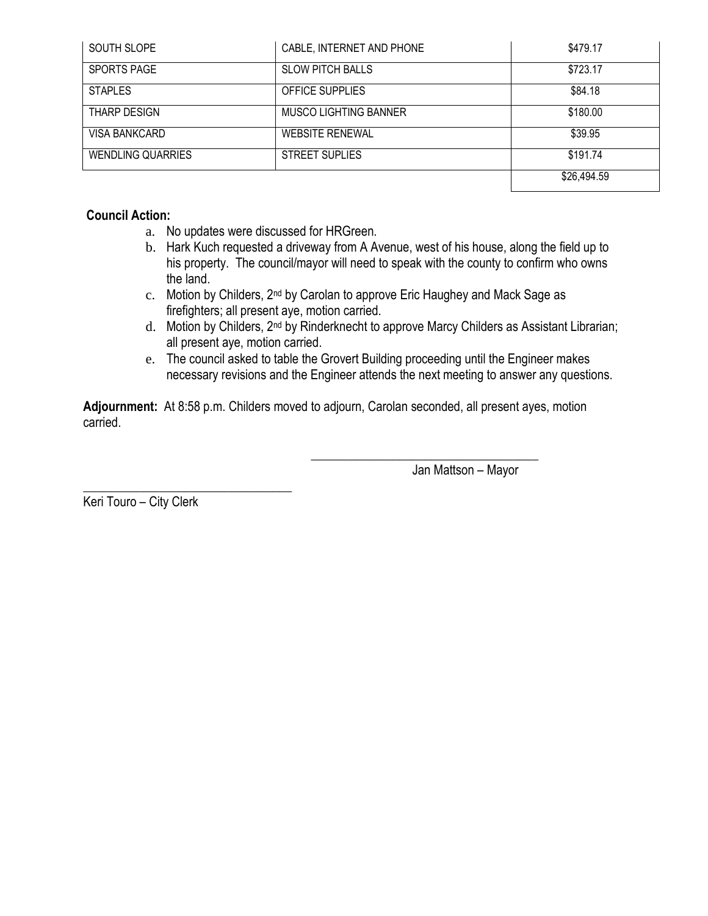| | | |
|---|---|---|
| SOUTH SLOPE | CABLE, INTERNET AND PHONE | $479.17 |
| SPORTS PAGE | SLOW PITCH BALLS | $723.17 |
| STAPLES | OFFICE SUPPLIES | $84.18 |
| THARP DESIGN | MUSCO LIGHTING BANNER | $180.00 |
| VISA BANKCARD | WEBSITE RENEWAL | $39.95 |
| WENDLING QUARRIES | STREET SUPLIES | $191.74 |
| | | $26,494.59 |

**Council Action:**

a. No updates were discussed for HRGreen.
b. Hark Kuch requested a driveway from A Avenue, west of his house, along the field up to his property. The council/mayor will need to speak with the county to confirm who owns the land.
c. Motion by Childers, 2nd by Carolan to approve Eric Haughey and Mack Sage as firefighters; all present aye, motion carried.
d. Motion by Childers, 2nd by Rinderknecht to approve Marcy Childers as Assistant Librarian; all present aye, motion carried.
e. The council asked to table the Grovert Building proceeding until the Engineer makes necessary revisions and the Engineer attends the next meeting to answer any questions.

**Adjournment:** At 8:58 p.m. Childers moved to adjourn, Carolan seconded, all present ayes, motion carried.

___________________________________
Jan Mattson – Mayor

___________________________________
Keri Touro – City Clerk